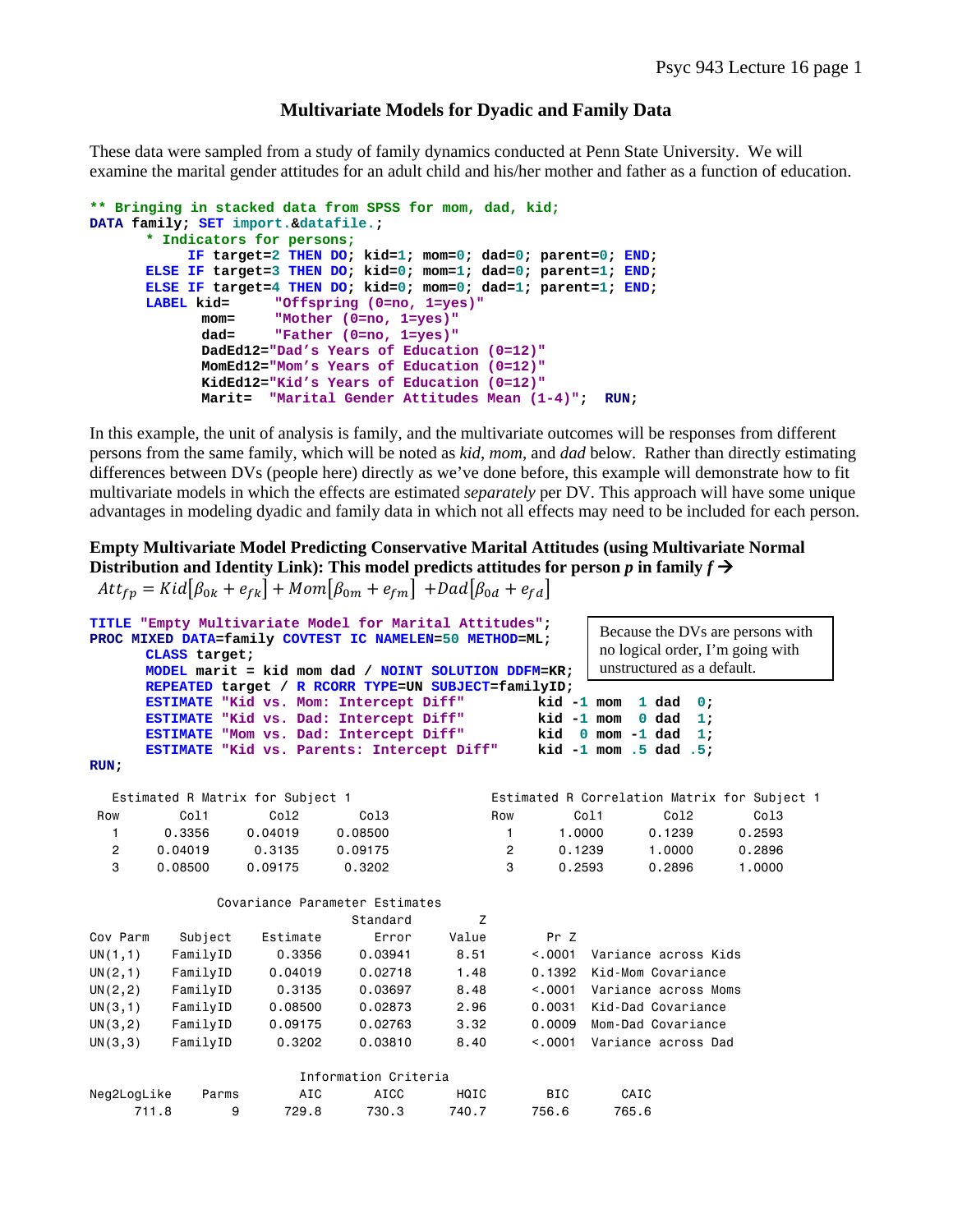## Multivariate Models for Dyadic and Family Data

These data were sampled from a study of family dynamics conducted at Penn State University. We will examine the marital gender attitudes for an adult child and his/her mother and father as a function of education.

```
** Bringing in stacked data from SPSS for mom, dad, kid;
DATA family; SET import.&datafile.;
      * Indicators for persons;
           IF target=2 THEN DO; kid=1; mom=0; dad=0; parent=0; END;
      ELSE IF target=3 THEN DO; kid=0; mom=1; dad=0; parent=1; END;
      ELSE IF target=4 THEN DO; kid=0; mom=0; dad=1; parent=1; END;
      LABEL kid=     "Offspring (0=no, 1=yes)"
            mom=     "Mother (0=no, 1=yes)"
            dad=     "Father (0=no, 1=yes)"
            DadEd12="Dad's Years of Education (0=12)"
            MomEd12="Mom's Years of Education (0=12)"
            KidEd12="Kid's Years of Education (0=12)"
            Marit=  "Marital Gender Attitudes Mean (1-4)";  RUN;
```

In this example, the unit of analysis is family, and the multivariate outcomes will be responses from different persons from the same family, which will be noted as *kid*, *mom*, and *dad* below. Rather than directly estimating differences between DVs (people here) directly as we've done before, this example will demonstrate how to fit multivariate models in which the effects are estimated *separately* per DV. This approach will have some unique advantages in modeling dyadic and family data in which not all effects may need to be included for each person.

**Empty Multivariate Model Predicting Conservative Marital Attitudes (using Multivariate Normal Distribution and Identity Link): This model predicts attitudes for person *p* in family *f* →**

$$Att_{fp} = Kid\left[\beta_{0k} + e_{fk}\right] + Mom\left[\beta_{0m} + e_{fm}\right] + Dad\left[\beta_{0d} + e_{fd}\right]$$

```
TITLE "Empty Multivariate Model for Marital Attitudes";
PROC MIXED DATA=family COVTEST IC NAMELEN=50 METHOD=ML;
      CLASS target;
      MODEL marit = kid mom dad / NOINT SOLUTION DDFM=KR;
      REPEATED target / R RCORR TYPE=UN SUBJECT=familyID;
      ESTIMATE "Kid vs. Mom: Intercept Diff"         kid -1 mom  1 dad  0;
      ESTIMATE "Kid vs. Dad: Intercept Diff"         kid -1 mom  0 dad  1;
      ESTIMATE "Mom vs. Dad: Intercept Diff"         kid  0 mom -1 dad  1;
      ESTIMATE "Kid vs. Parents: Intercept Diff"     kid -1 mom .5 dad .5;
RUN;
```

> Because the DVs are persons with no logical order, I'm going with unstructured as a default.

Estimated R Matrix for Subject 1

| Row | Col1 | Col2 | Col3 |
|---|---|---|---|
| 1 | 0.3356 | 0.04019 | 0.08500 |
| 2 | 0.04019 | 0.3135 | 0.09175 |
| 3 | 0.08500 | 0.09175 | 0.3202 |

Estimated R Correlation Matrix for Subject 1

| Row | Col1 | Col2 | Col3 |
|---|---|---|---|
| 1 | 1.0000 | 0.1239 | 0.2593 |
| 2 | 0.1239 | 1.0000 | 0.2896 |
| 3 | 0.2593 | 0.2896 | 1.0000 |

Covariance Parameter Estimates

| Cov Parm | Subject | Estimate | Standard Error | Z Value | Pr Z | |
|---|---|---|---|---|---|---|
| UN(1,1) | FamilyID | 0.3356 | 0.03941 | 8.51 | <.0001 | Variance across Kids |
| UN(2,1) | FamilyID | 0.04019 | 0.02718 | 1.48 | 0.1392 | Kid-Mom Covariance |
| UN(2,2) | FamilyID | 0.3135 | 0.03697 | 8.48 | <.0001 | Variance across Moms |
| UN(3,1) | FamilyID | 0.08500 | 0.02873 | 2.96 | 0.0031 | Kid-Dad Covariance |
| UN(3,2) | FamilyID | 0.09175 | 0.02763 | 3.32 | 0.0009 | Mom-Dad Covariance |
| UN(3,3) | FamilyID | 0.3202 | 0.03810 | 8.40 | <.0001 | Variance across Dad |

Information Criteria

| Neg2LogLike | Parms | AIC | AICC | HQIC | BIC | CAIC |
|---|---|---|---|---|---|---|
| 711.8 | 9 | 729.8 | 730.3 | 740.7 | 756.6 | 765.6 |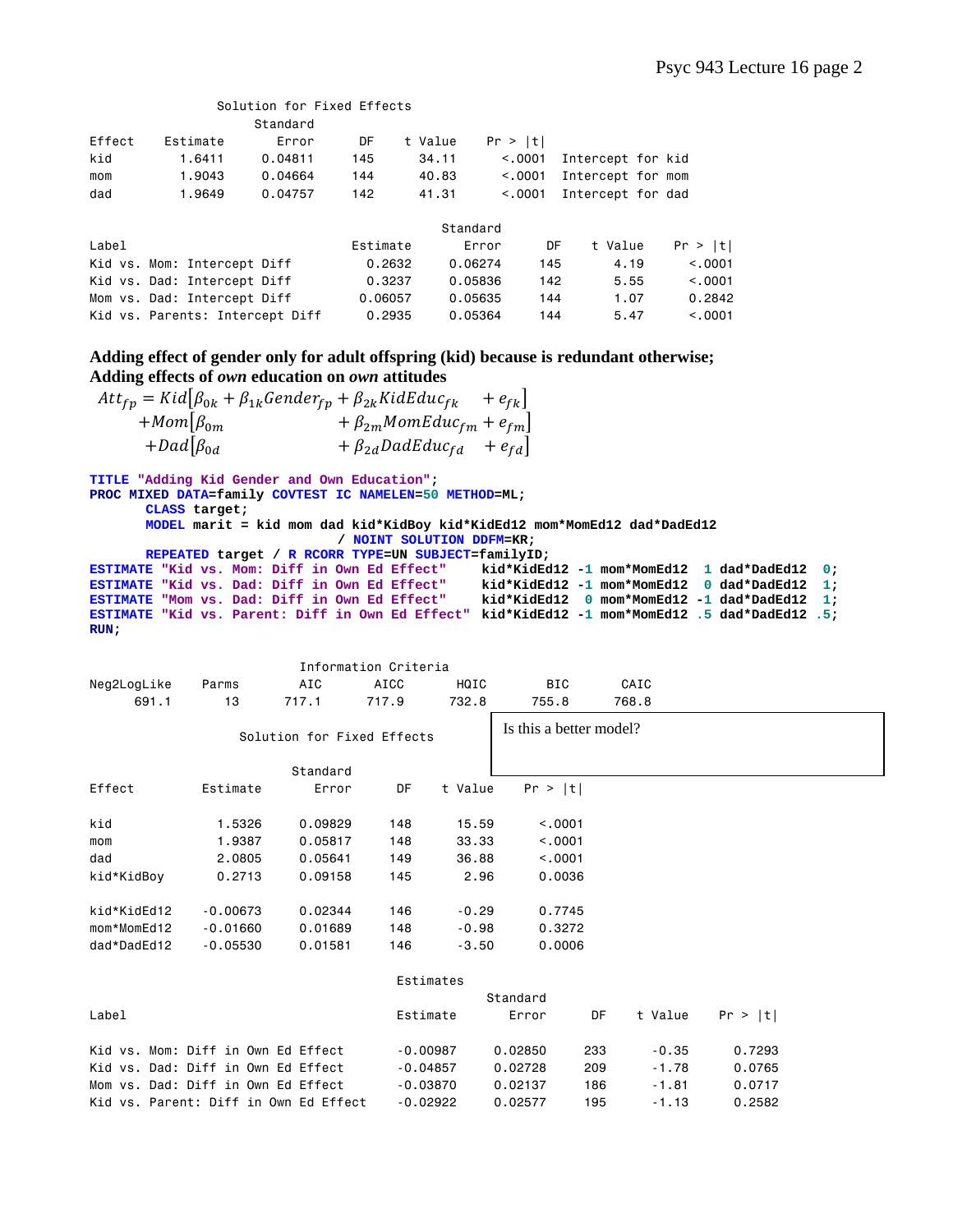Solution for Fixed Effects

| Effect | Estimate | Standard Error | DF | t Value | Pr > \|t\| | |
|---|---|---|---|---|---|---|
| kid | 1.6411 | 0.04811 | 145 | 34.11 | <.0001 | Intercept for kid |
| mom | 1.9043 | 0.04664 | 144 | 40.83 | <.0001 | Intercept for mom |
| dad | 1.9649 | 0.04757 | 142 | 41.31 | <.0001 | Intercept for dad |

| Label | Estimate | Standard Error | DF | t Value | Pr > \|t\| |
|---|---|---|---|---|---|
| Kid vs. Mom: Intercept Diff | 0.2632 | 0.06274 | 145 | 4.19 | <.0001 |
| Kid vs. Dad: Intercept Diff | 0.3237 | 0.05836 | 142 | 5.55 | <.0001 |
| Mom vs. Dad: Intercept Diff | 0.06057 | 0.05635 | 144 | 1.07 | 0.2842 |
| Kid vs. Parents: Intercept Diff | 0.2935 | 0.05364 | 144 | 5.47 | <.0001 |

**Adding effect of gender only for adult offspring (kid) because is redundant otherwise;**
**Adding effects of *own* education on *own* attitudes**

$$
\begin{aligned}
Att_{fp} = & \; Kid\left[\beta_{0k} + \beta_{1k}Gender_{fp} + \beta_{2k}KidEduc_{fk} + e_{fk}\right] \\
& + Mom\left[\beta_{0m} + \beta_{2m}MomEduc_{fm} + e_{fm}\right] \\
& + Dad\left[\beta_{0d} + \beta_{2d}DadEduc_{fd} + e_{fd}\right]
\end{aligned}
$$

```
TITLE "Adding Kid Gender and Own Education";
PROC MIXED DATA=family COVTEST IC NAMELEN=50 METHOD=ML;
      CLASS target;
      MODEL marit = kid mom dad kid*KidBoy kid*KidEd12 mom*MomEd12 dad*DadEd12
                          / NOINT SOLUTION DDFM=KR;
      REPEATED target / R RCORR TYPE=UN SUBJECT=familyID;
ESTIMATE "Kid vs. Mom: Diff in Own Ed Effect"     kid*KidEd12 -1 mom*MomEd12  1 dad*DadEd12  0;
ESTIMATE "Kid vs. Dad: Diff in Own Ed Effect"     kid*KidEd12 -1 mom*MomEd12  0 dad*DadEd12  1;
ESTIMATE "Mom vs. Dad: Diff in Own Ed Effect"     kid*KidEd12  0 mom*MomEd12 -1 dad*DadEd12  1;
ESTIMATE "Kid vs. Parent: Diff in Own Ed Effect"  kid*KidEd12 -1 mom*MomEd12 .5 dad*DadEd12 .5;
RUN;
```

Information Criteria

| Neg2LogLike | Parms | AIC | AICC | HQIC | BIC | CAIC |
|---|---|---|---|---|---|---|
| 691.1 | 13 | 717.1 | 717.9 | 732.8 | 755.8 | 768.8 |

Is this a better model?

Solution for Fixed Effects

| Effect | Estimate | Standard Error | DF | t Value | Pr > \|t\| |
|---|---|---|---|---|---|
| kid | 1.5326 | 0.09829 | 148 | 15.59 | <.0001 |
| mom | 1.9387 | 0.05817 | 148 | 33.33 | <.0001 |
| dad | 2.0805 | 0.05641 | 149 | 36.88 | <.0001 |
| kid*KidBoy | 0.2713 | 0.09158 | 145 | 2.96 | 0.0036 |
| kid*KidEd12 | -0.00673 | 0.02344 | 146 | -0.29 | 0.7745 |
| mom*MomEd12 | -0.01660 | 0.01689 | 148 | -0.98 | 0.3272 |
| dad*DadEd12 | -0.05530 | 0.01581 | 146 | -3.50 | 0.0006 |

Estimates

| Label | Estimate | Standard Error | DF | t Value | Pr > \|t\| |
|---|---|---|---|---|---|
| Kid vs. Mom: Diff in Own Ed Effect | -0.00987 | 0.02850 | 233 | -0.35 | 0.7293 |
| Kid vs. Dad: Diff in Own Ed Effect | -0.04857 | 0.02728 | 209 | -1.78 | 0.0765 |
| Mom vs. Dad: Diff in Own Ed Effect | -0.03870 | 0.02137 | 186 | -1.81 | 0.0717 |
| Kid vs. Parent: Diff in Own Ed Effect | -0.02922 | 0.02577 | 195 | -1.13 | 0.2582 |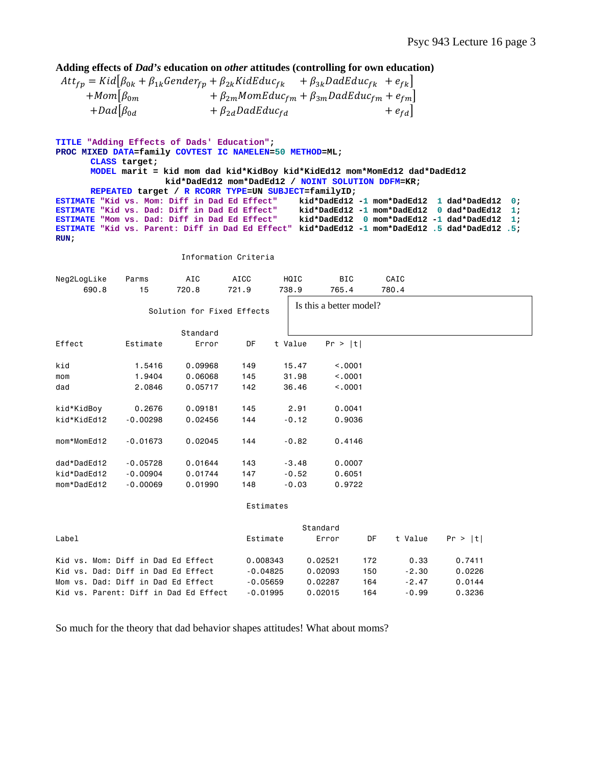**Adding effects of *Dad's* education on *other* attitudes (controlling for own education)**

$$
\begin{aligned}
Att_{fp} = & \; Kid\left[\beta_{0k} + \beta_{1k}Gender_{fp} + \beta_{2k}KidEduc_{fk} \quad + \beta_{3k}DadEduc_{fk} \;\; + e_{fk}\right] \\
& + Mom\left[\beta_{0m} \qquad\qquad\qquad\quad + \beta_{2m}MomEduc_{fm} + \beta_{3m}DadEduc_{fm} + e_{fm}\right] \\
& + Dad\left[\beta_{0d} \qquad\qquad\qquad\quad + \beta_{2d}DadEduc_{fd} \qquad\qquad\qquad\qquad\;\; + e_{fd}\right]
\end{aligned}
$$

```
TITLE "Adding Effects of Dads' Education";
PROC MIXED DATA=family COVTEST IC NAMELEN=50 METHOD=ML;
      CLASS target;
      MODEL marit = kid mom dad kid*KidBoy kid*KidEd12 mom*MomEd12 dad*DadEd12
                    kid*DadEd12 mom*DadEd12 / NOINT SOLUTION DDFM=KR;
      REPEATED target / R RCORR TYPE=UN SUBJECT=familyID;
ESTIMATE "Kid vs. Mom: Diff in Dad Ed Effect"    kid*DadEd12 -1 mom*DadEd12  1 dad*DadEd12  0;
ESTIMATE "Kid vs. Dad: Diff in Dad Ed Effect"    kid*DadEd12 -1 mom*DadEd12  0 dad*DadEd12  1;
ESTIMATE "Mom vs. Dad: Diff in Dad Ed Effect"    kid*DadEd12  0 mom*DadEd12 -1 dad*DadEd12  1;
ESTIMATE "Kid vs. Parent: Diff in Dad Ed Effect" kid*DadEd12 -1 mom*DadEd12 .5 dad*DadEd12 .5;
RUN;
```

Information Criteria

| Neg2LogLike | Parms | AIC | AICC | HQIC | BIC | CAIC |
|---|---|---|---|---|---|---|
| 690.8 | 15 | 720.8 | 721.9 | 738.9 | 765.4 | 780.4 |

Is this a better model?

Solution for Fixed Effects

| Effect | Estimate | Standard Error | DF | t Value | Pr > \|t\| |
|---|---|---|---|---|---|
| kid | 1.5416 | 0.09968 | 149 | 15.47 | <.0001 |
| mom | 1.9404 | 0.06068 | 145 | 31.98 | <.0001 |
| dad | 2.0846 | 0.05717 | 142 | 36.46 | <.0001 |
| kid*KidBoy | 0.2676 | 0.09181 | 145 | 2.91 | 0.0041 |
| kid*KidEd12 | -0.00298 | 0.02456 | 144 | -0.12 | 0.9036 |
| mom*MomEd12 | -0.01673 | 0.02045 | 144 | -0.82 | 0.4146 |
| dad*DadEd12 | -0.05728 | 0.01644 | 143 | -3.48 | 0.0007 |
| kid*DadEd12 | -0.00904 | 0.01744 | 147 | -0.52 | 0.6051 |
| mom*DadEd12 | -0.00069 | 0.01990 | 148 | -0.03 | 0.9722 |

Estimates

| Label | Estimate | Standard Error | DF | t Value | Pr > \|t\| |
|---|---|---|---|---|---|
| Kid vs. Mom: Diff in Dad Ed Effect | 0.008343 | 0.02521 | 172 | 0.33 | 0.7411 |
| Kid vs. Dad: Diff in Dad Ed Effect | -0.04825 | 0.02093 | 150 | -2.30 | 0.0226 |
| Mom vs. Dad: Diff in Dad Ed Effect | -0.05659 | 0.02287 | 164 | -2.47 | 0.0144 |
| Kid vs. Parent: Diff in Dad Ed Effect | -0.01995 | 0.02015 | 164 | -0.99 | 0.3236 |

So much for the theory that dad behavior shapes attitudes! What about moms?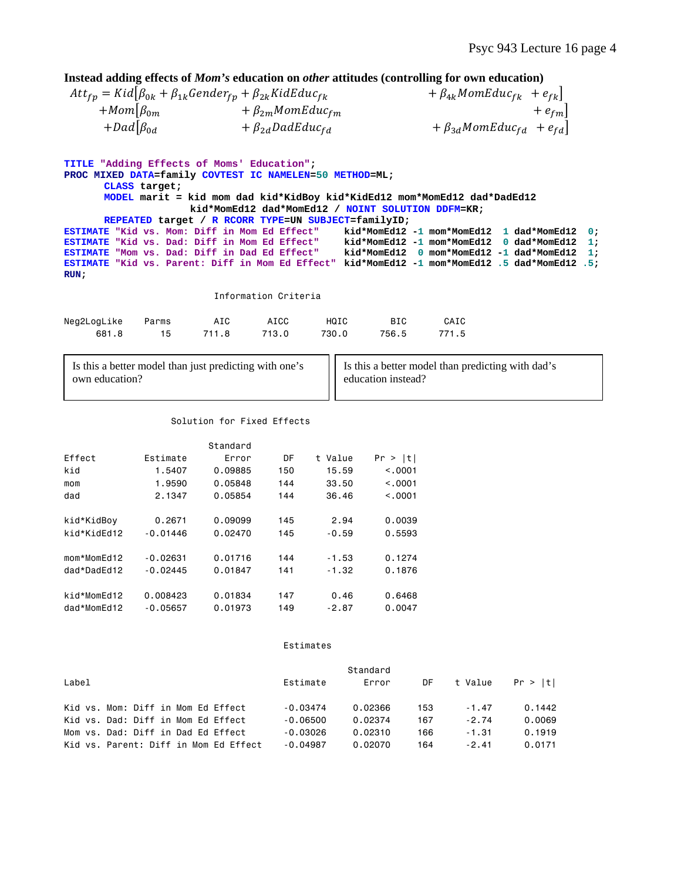**Instead adding effects of *Mom's* education on *other* attitudes (controlling for own education)**

$$
\begin{aligned}
Att_{fp} = {} & Kid\left[\beta_{0k} + \beta_{1k}Gender_{fp} + \beta_{2k}KidEduc_{fk} \quad + \beta_{4k}MomEduc_{fk} \; + e_{fk}\right] \\
& +Mom\left[\beta_{0m} \quad + \beta_{2m}MomEduc_{fm} \quad + e_{fm}\right] \\
& +Dad\left[\beta_{0d} \quad + \beta_{2d}DadEduc_{fd} \quad + \beta_{3d}MomEduc_{fd} \; + e_{fd}\right]
\end{aligned}
$$

```
TITLE "Adding Effects of Moms' Education";
PROC MIXED DATA=family COVTEST IC NAMELEN=50 METHOD=ML;
      CLASS target;
      MODEL marit = kid mom dad kid*KidBoy kid*KidEd12 mom*MomEd12 dad*DadEd12
                    kid*MomEd12 dad*MomEd12 / NOINT SOLUTION DDFM=KR;
      REPEATED target / R RCORR TYPE=UN SUBJECT=familyID;
ESTIMATE "Kid vs. Mom: Diff in Mom Ed Effect"    kid*MomEd12 -1 mom*MomEd12  1 dad*MomEd12  0;
ESTIMATE "Kid vs. Dad: Diff in Mom Ed Effect"    kid*MomEd12 -1 mom*MomEd12  0 dad*MomEd12  1;
ESTIMATE "Mom vs. Dad: Diff in Dad Ed Effect"    kid*MomEd12  0 mom*MomEd12 -1 dad*MomEd12  1;
ESTIMATE "Kid vs. Parent: Diff in Mom Ed Effect" kid*MomEd12 -1 mom*MomEd12 .5 dad*MomEd12 .5;
RUN;
```

Information Criteria

| Neg2LogLike | Parms | AIC | AICC | HQIC | BIC | CAIC |
|---|---|---|---|---|---|---|
| 681.8 | 15 | 711.8 | 713.0 | 730.0 | 756.5 | 771.5 |

| | |
|---|---|
| Is this a better model than just predicting with one's own education? | Is this a better model than predicting with dad's education instead? |

Solution for Fixed Effects

| Effect | Estimate | Standard Error | DF | t Value | Pr > \|t\| |
|---|---|---|---|---|---|
| kid | 1.5407 | 0.09885 | 150 | 15.59 | <.0001 |
| mom | 1.9590 | 0.05848 | 144 | 33.50 | <.0001 |
| dad | 2.1347 | 0.05854 | 144 | 36.46 | <.0001 |
| kid*KidBoy | 0.2671 | 0.09099 | 145 | 2.94 | 0.0039 |
| kid*KidEd12 | -0.01446 | 0.02470 | 145 | -0.59 | 0.5593 |
| mom*MomEd12 | -0.02631 | 0.01716 | 144 | -1.53 | 0.1274 |
| dad*DadEd12 | -0.02445 | 0.01847 | 141 | -1.32 | 0.1876 |
| kid*MomEd12 | 0.008423 | 0.01834 | 147 | 0.46 | 0.6468 |
| dad*MomEd12 | -0.05657 | 0.01973 | 149 | -2.87 | 0.0047 |

Estimates

| Label | Estimate | Standard Error | DF | t Value | Pr > \|t\| |
|---|---|---|---|---|---|
| Kid vs. Mom: Diff in Mom Ed Effect | -0.03474 | 0.02366 | 153 | -1.47 | 0.1442 |
| Kid vs. Dad: Diff in Mom Ed Effect | -0.06500 | 0.02374 | 167 | -2.74 | 0.0069 |
| Mom vs. Dad: Diff in Dad Ed Effect | -0.03026 | 0.02310 | 166 | -1.31 | 0.1919 |
| Kid vs. Parent: Diff in Mom Ed Effect | -0.04987 | 0.02070 | 164 | -2.41 | 0.0171 |